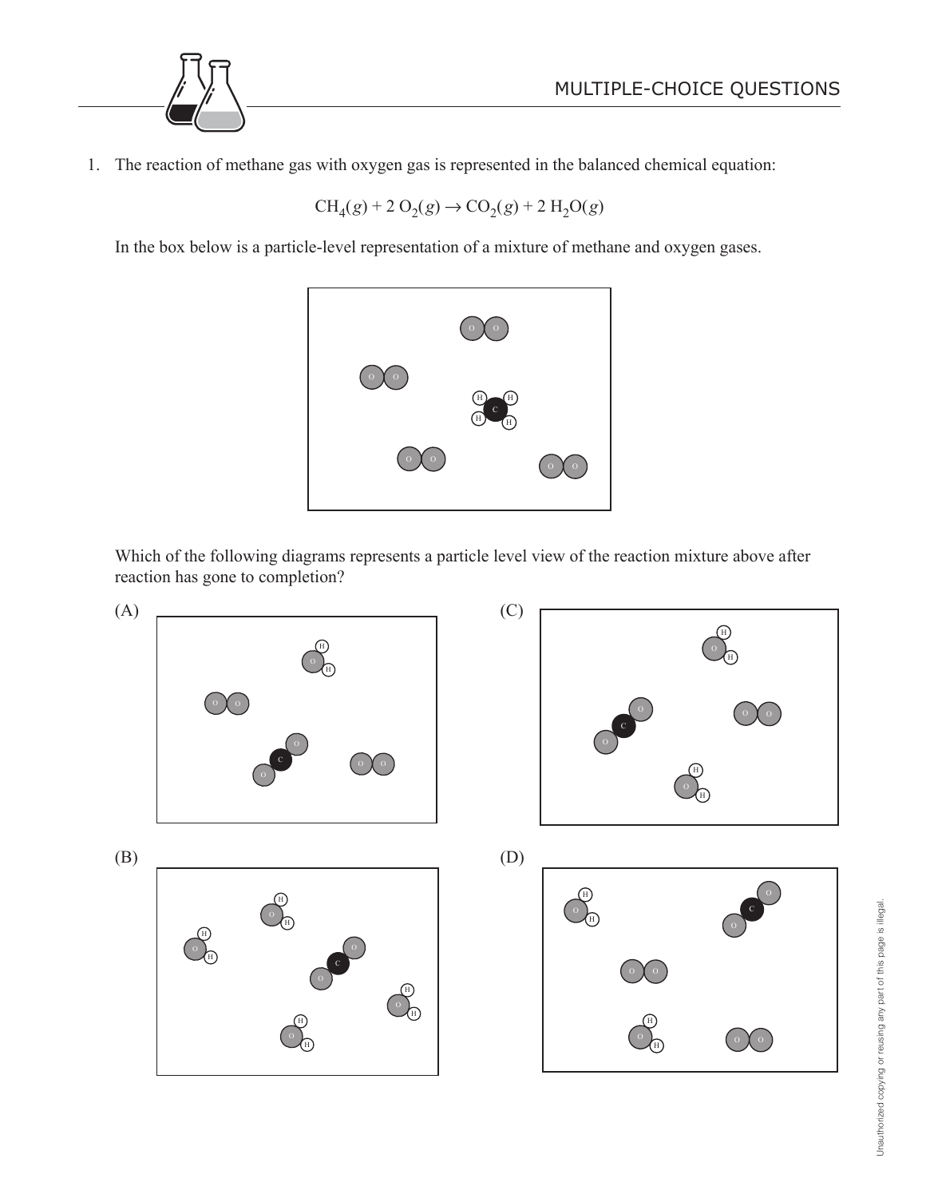# MULTIPLE-CHOICE QUESTIONS

1. The reaction of methane gas with oxygen gas is represented in the balanced chemical equation:

$$CH_4(g) + 2\ O_2(g) \rightarrow CO_2(g) + 2\ H_2O(g)$$

In the box below is a particle-level representation of a mixture of methane and oxygen gases.

Which of the following diagrams represents a particle level view of the reaction mixture above after reaction has gone to completion?

(A)

(B)

(C)

(D)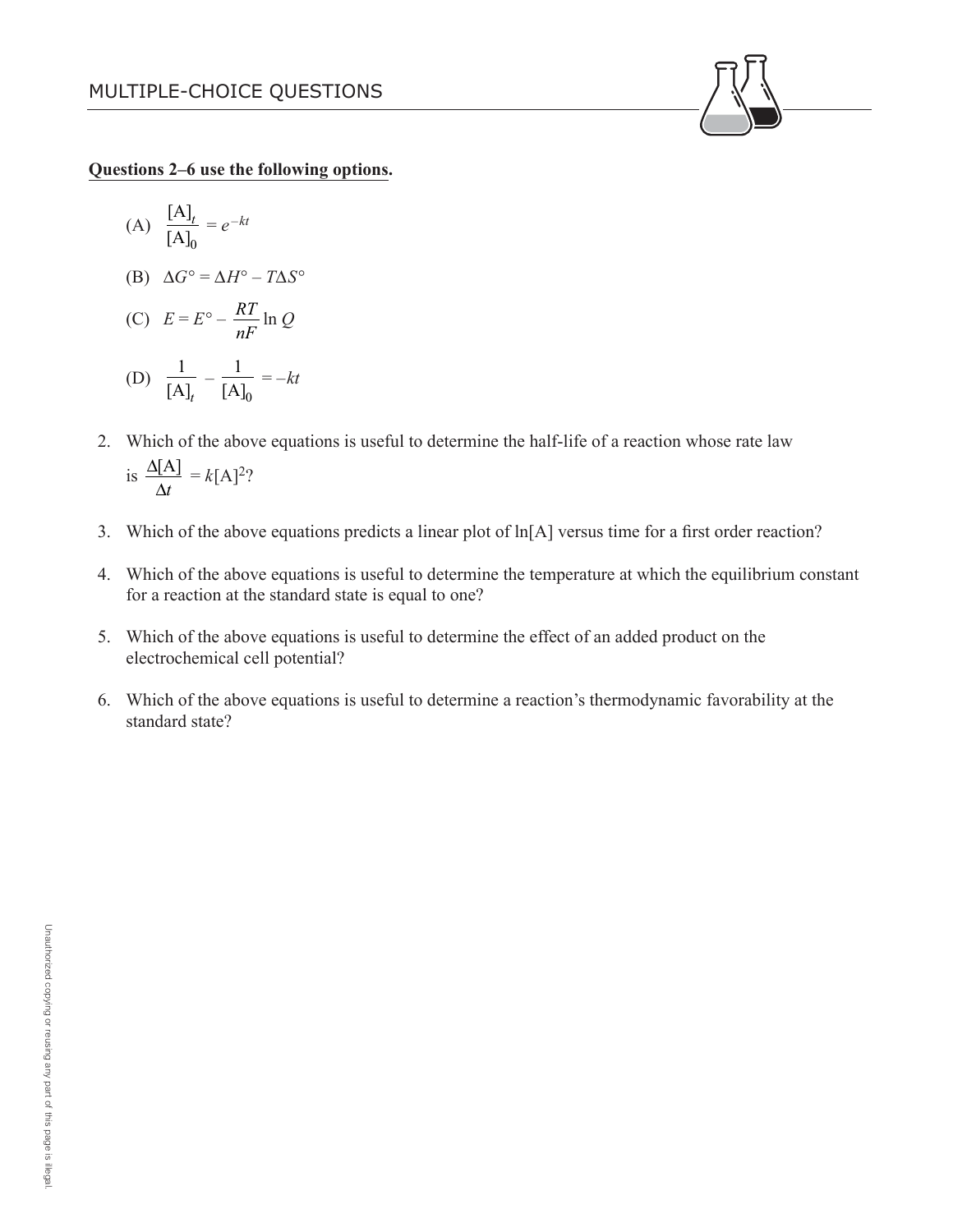## MULTIPLE-CHOICE QUESTIONS

**Questions 2–6 use the following options.**

(A) $\dfrac{[\text{A}]_t}{[\text{A}]_0} = e^{-kt}$

(B) $\Delta G° = \Delta H° - T\Delta S°$

(C) $E = E° - \dfrac{RT}{nF} \ln Q$

(D) $\dfrac{1}{[\text{A}]_t} - \dfrac{1}{[\text{A}]_0} = -kt$

2. Which of the above equations is useful to determine the half-life of a reaction whose rate law is $\dfrac{\Delta[\text{A}]}{\Delta t} = k[\text{A}]^2$?

3. Which of the above equations predicts a linear plot of ln[A] versus time for a first order reaction?

4. Which of the above equations is useful to determine the temperature at which the equilibrium constant for a reaction at the standard state is equal to one?

5. Which of the above equations is useful to determine the effect of an added product on the electrochemical cell potential?

6. Which of the above equations is useful to determine a reaction's thermodynamic favorability at the standard state?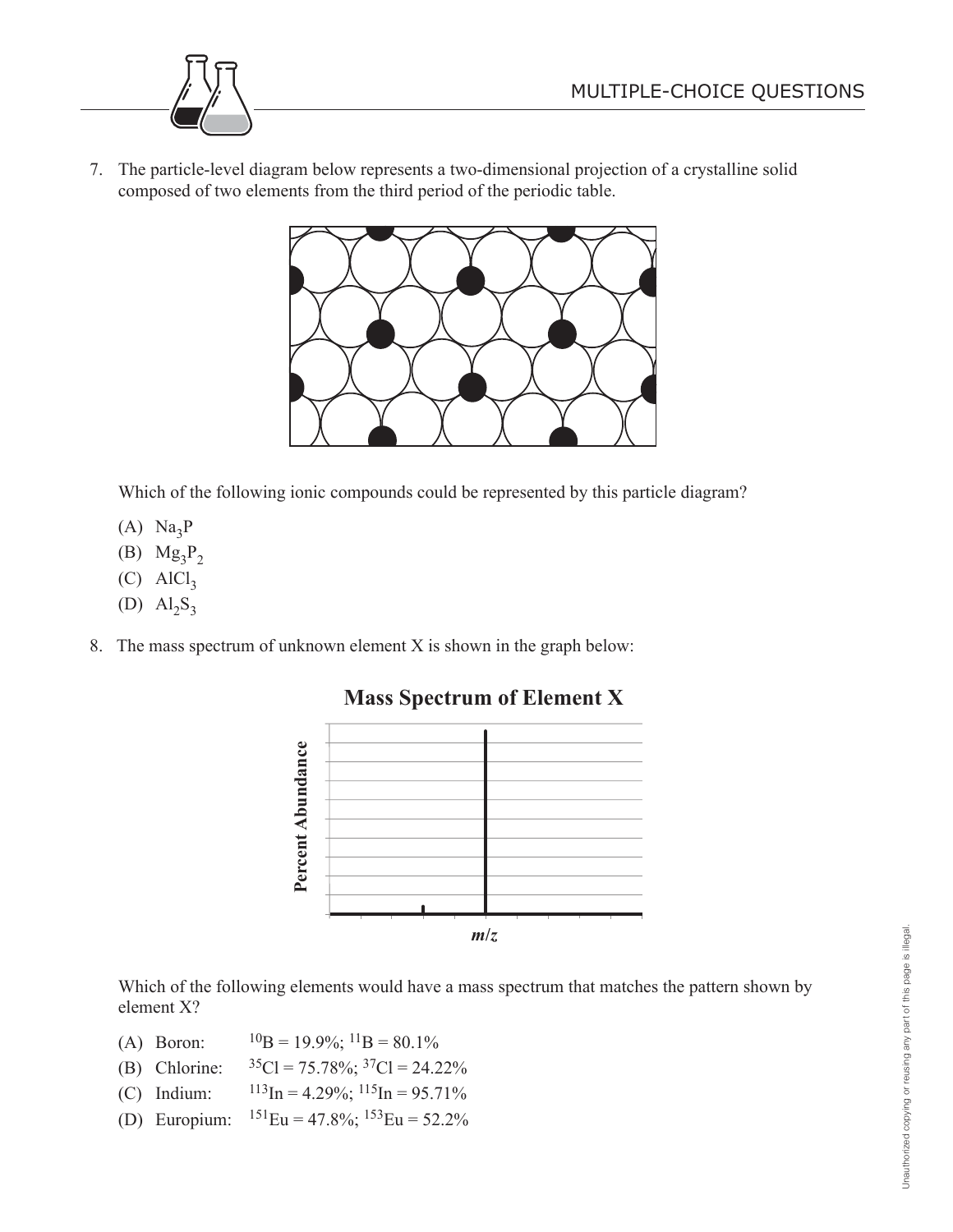7. The particle-level diagram below represents a two-dimensional projection of a crystalline solid composed of two elements from the third period of the periodic table.

   Which of the following ionic compounds could be represented by this particle diagram?

   (A) $Na_3P$
   (B) $Mg_3P_2$
   (C) $AlCl_3$
   (D) $Al_2S_3$

8. The mass spectrum of unknown element X is shown in the graph below:

   **Mass Spectrum of Element X**

   Which of the following elements would have a mass spectrum that matches the pattern shown by element X?

   (A) Boron: $^{10}B$ = 19.9%; $^{11}B$ = 80.1%
   (B) Chlorine: $^{35}Cl$ = 75.78%; $^{37}Cl$ = 24.22%
   (C) Indium: $^{113}In$ = 4.29%; $^{115}In$ = 95.71%
   (D) Europium: $^{151}Eu$ = 47.8%; $^{153}Eu$ = 52.2%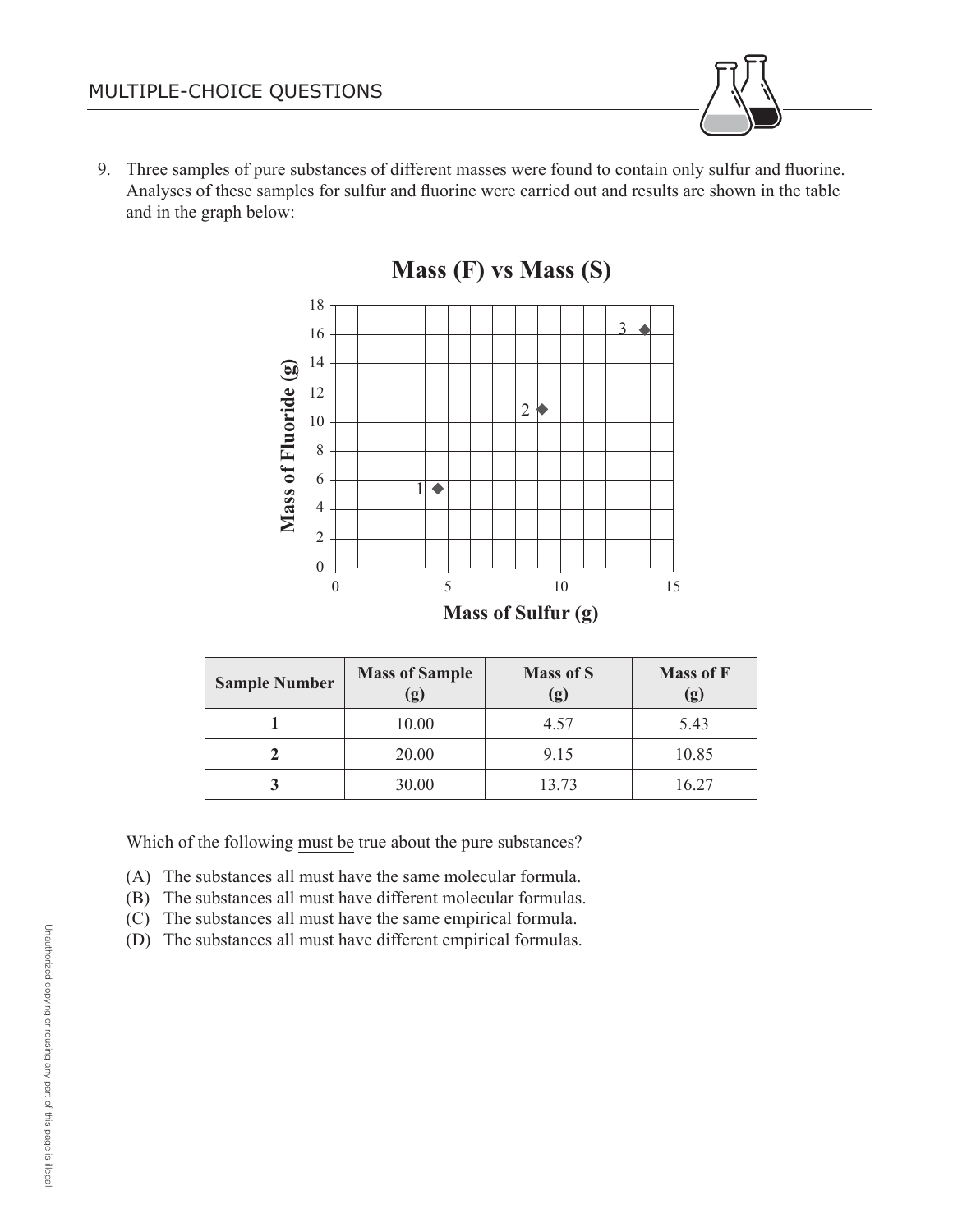MULTIPLE-CHOICE QUESTIONS

9. Three samples of pure substances of different masses were found to contain only sulfur and fluorine. Analyses of these samples for sulfur and fluorine were carried out and results are shown in the table and in the graph below:

**Mass (F) vs Mass (S)**

| Sample Number | Mass of Sample (g) | Mass of S (g) | Mass of F (g) |
|---|---|---|---|
| **1** | 10.00 | 4.57 | 5.43 |
| **2** | 20.00 | 9.15 | 10.85 |
| **3** | 30.00 | 13.73 | 16.27 |

Which of the following must be true about the pure substances?

(A) The substances all must have the same molecular formula.
(B) The substances all must have different molecular formulas.
(C) The substances all must have the same empirical formula.
(D) The substances all must have different empirical formulas.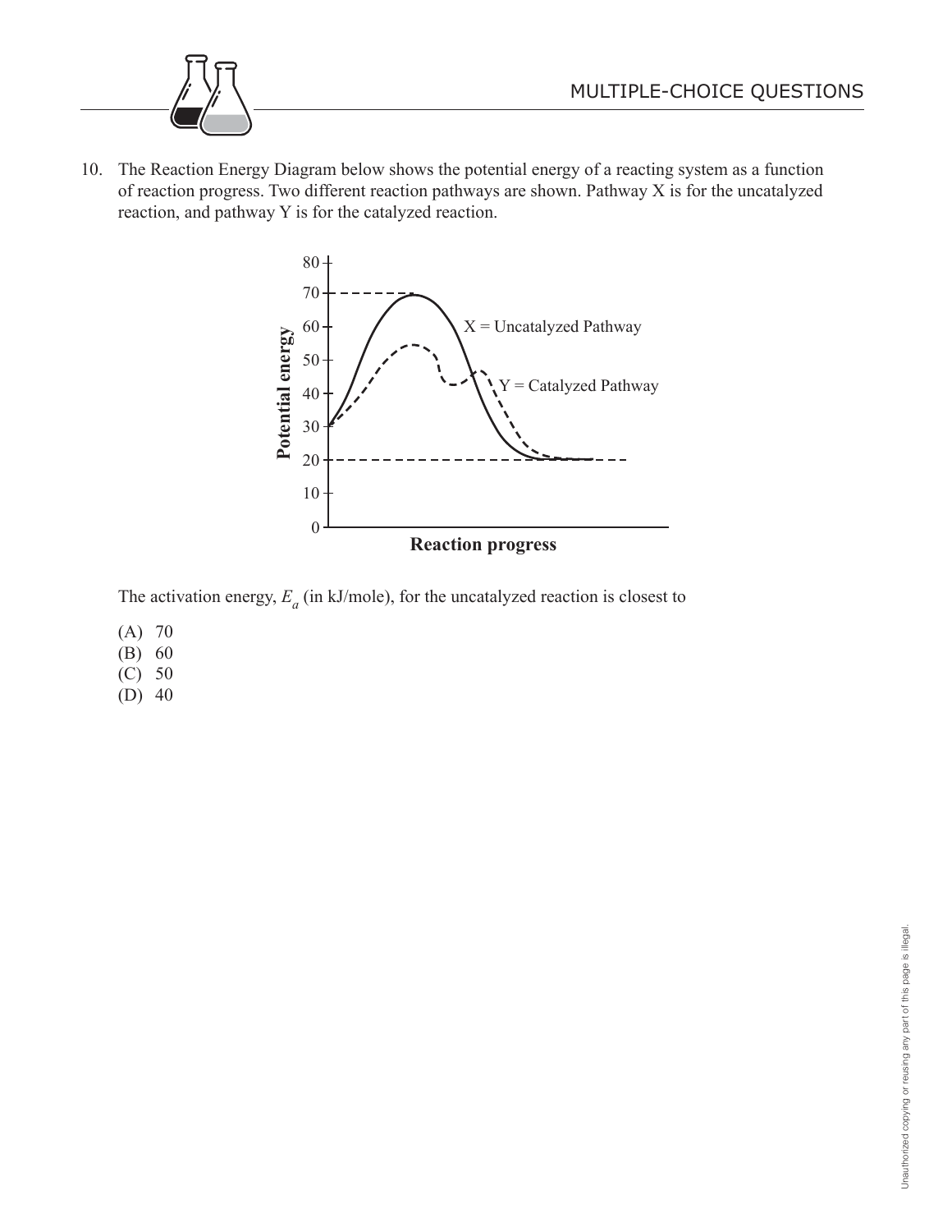10. The Reaction Energy Diagram below shows the potential energy of a reacting system as a function of reaction progress. Two different reaction pathways are shown. Pathway X is for the uncatalyzed reaction, and pathway Y is for the catalyzed reaction.

Potential energy

80
70
60
50
40
30
20
10
0

Reaction progress

X = Uncatalyzed Pathway

Y = Catalyzed Pathway

The activation energy, $E_a$ (in kJ/mole), for the uncatalyzed reaction is closest to

(A) 70
(B) 60
(C) 50
(D) 40